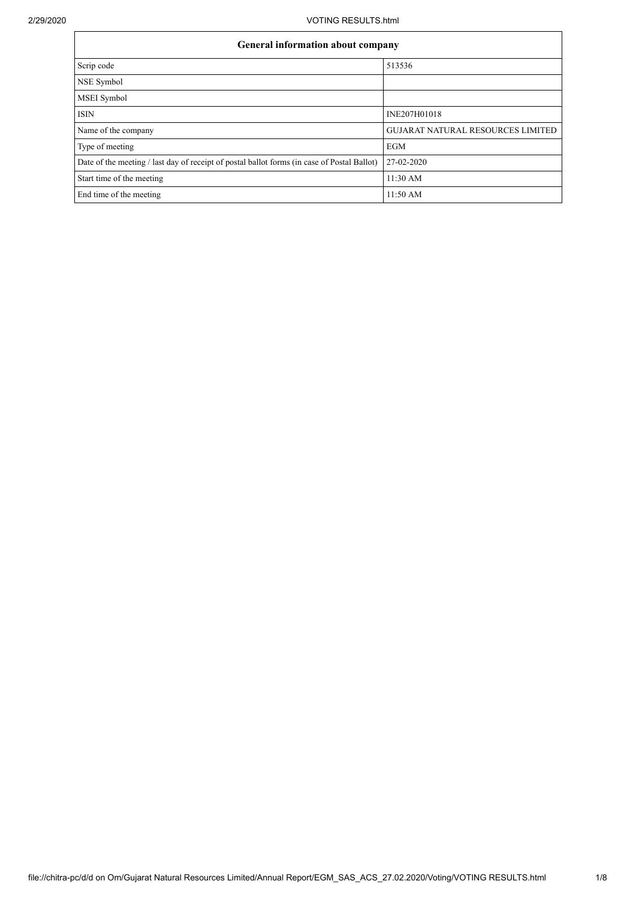| General information about company | |
| --- | --- |
| Scrip code | 513536 |
| NSE Symbol | |
| MSEI Symbol | |
| ISIN | INE207H01018 |
| Name of the company | GUJARAT NATURAL RESOURCES LIMITED |
| Type of meeting | EGM |
| Date of the meeting / last day of receipt of postal ballot forms (in case of Postal Ballot) | 27-02-2020 |
| Start time of the meeting | 11:30 AM |
| End time of the meeting | 11:50 AM |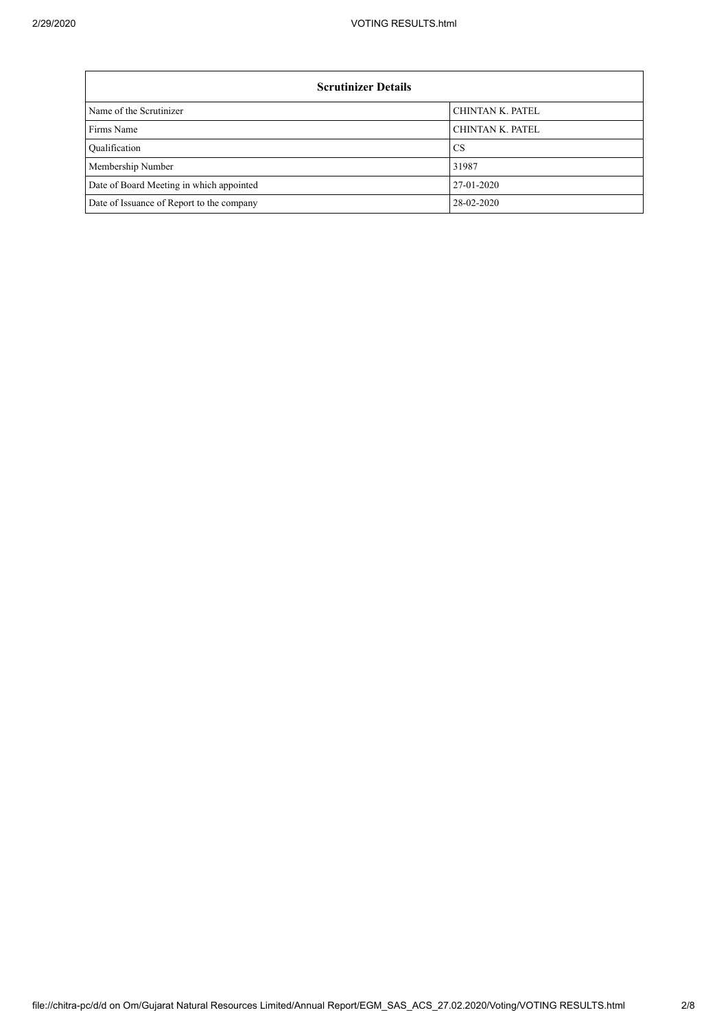| Scrutinizer Details | |
|---|---|
| Name of the Scrutinizer | CHINTAN K. PATEL |
| Firms Name | CHINTAN K. PATEL |
| Qualification | CS |
| Membership Number | 31987 |
| Date of Board Meeting in which appointed | 27-01-2020 |
| Date of Issuance of Report to the company | 28-02-2020 |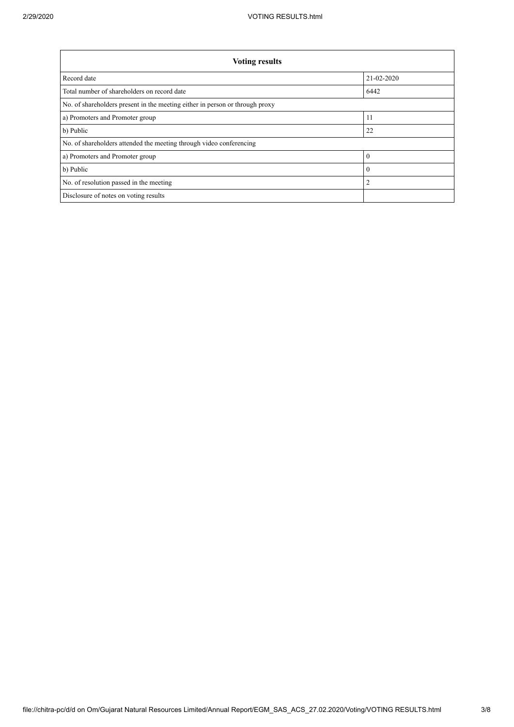| Voting results | |
|---|---|
| Record date | 21-02-2020 |
| Total number of shareholders on record date | 6442 |
| No. of shareholders present in the meeting either in person or through proxy | |
| a) Promoters and Promoter group | 11 |
| b) Public | 22 |
| No. of shareholders attended the meeting through video conferencing | |
| a) Promoters and Promoter group | 0 |
| b) Public | 0 |
| No. of resolution passed in the meeting | 2 |
| Disclosure of notes on voting results | |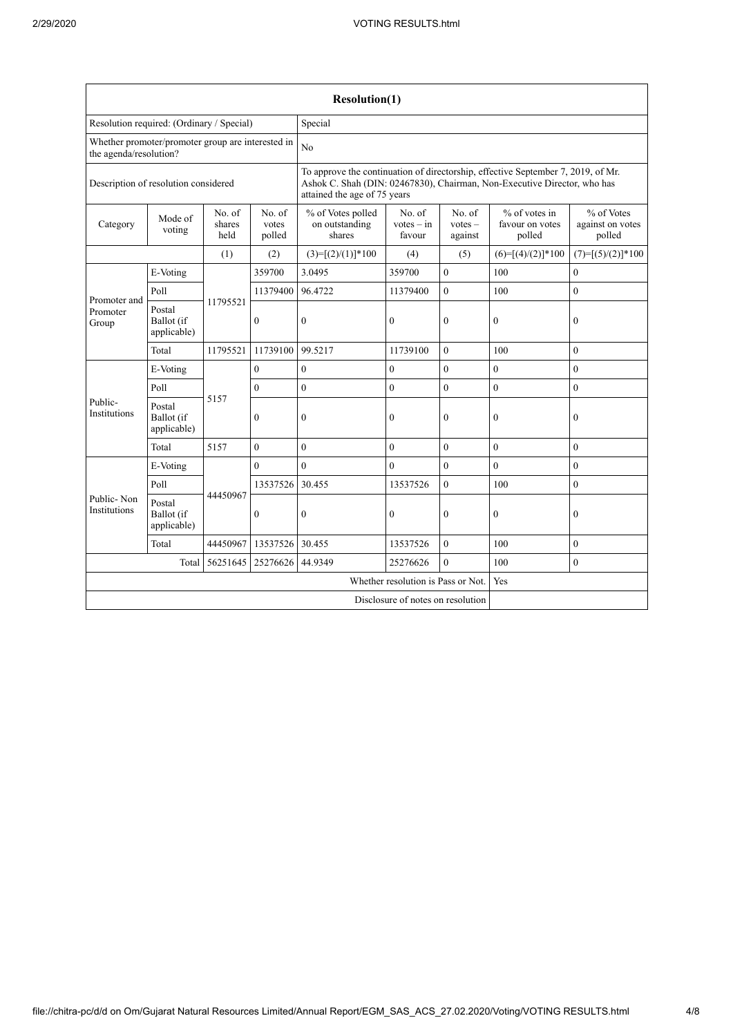| Resolution(1) | | | | | | | | |
|---|---|---|---|---|---|---|---|---|
| Resolution required: (Ordinary / Special) | | | | Special | | | | |
| Whether promoter/promoter group are interested in the agenda/resolution? | | | | No | | | | |
| Description of resolution considered | | | | To approve the continuation of directorship, effective September 7, 2019, of Mr. Ashok C. Shah (DIN: 02467830), Chairman, Non-Executive Director, who has attained the age of 75 years | | | | |
| Category | Mode of voting | No. of shares held | No. of votes polled | % of Votes polled on outstanding shares | No. of votes – in favour | No. of votes – against | % of votes in favour on votes polled | % of Votes against on votes polled |
| | | (1) | (2) | (3)=[(2)/(1)]*100 | (4) | (5) | (6)=[(4)/(2)]*100 | (7)=[(5)/(2)]*100 |
| Promoter and Promoter Group | E-Voting | 11795521 | 359700 | 3.0495 | 359700 | 0 | 100 | 0 |
| | Poll | | 11379400 | 96.4722 | 11379400 | 0 | 100 | 0 |
| | Postal Ballot (if applicable) | | 0 | 0 | 0 | 0 | 0 | 0 |
| | Total | 11795521 | 11739100 | 99.5217 | 11739100 | 0 | 100 | 0 |
| Public-Institutions | E-Voting | 5157 | 0 | 0 | 0 | 0 | 0 | 0 |
| | Poll | | 0 | 0 | 0 | 0 | 0 | 0 |
| | Postal Ballot (if applicable) | | 0 | 0 | 0 | 0 | 0 | 0 |
| | Total | 5157 | 0 | 0 | 0 | 0 | 0 | 0 |
| Public- Non Institutions | E-Voting | 44450967 | 0 | 0 | 0 | 0 | 0 | 0 |
| | Poll | | 13537526 | 30.455 | 13537526 | 0 | 100 | 0 |
| | Postal Ballot (if applicable) | | 0 | 0 | 0 | 0 | 0 | 0 |
| | Total | 44450967 | 13537526 | 30.455 | 13537526 | 0 | 100 | 0 |
| | Total | 56251645 | 25276626 | 44.9349 | 25276626 | 0 | 100 | 0 |
| Whether resolution is Pass or Not. | | | | | | | Yes | |
| Disclosure of notes on resolution | | | | | | | | |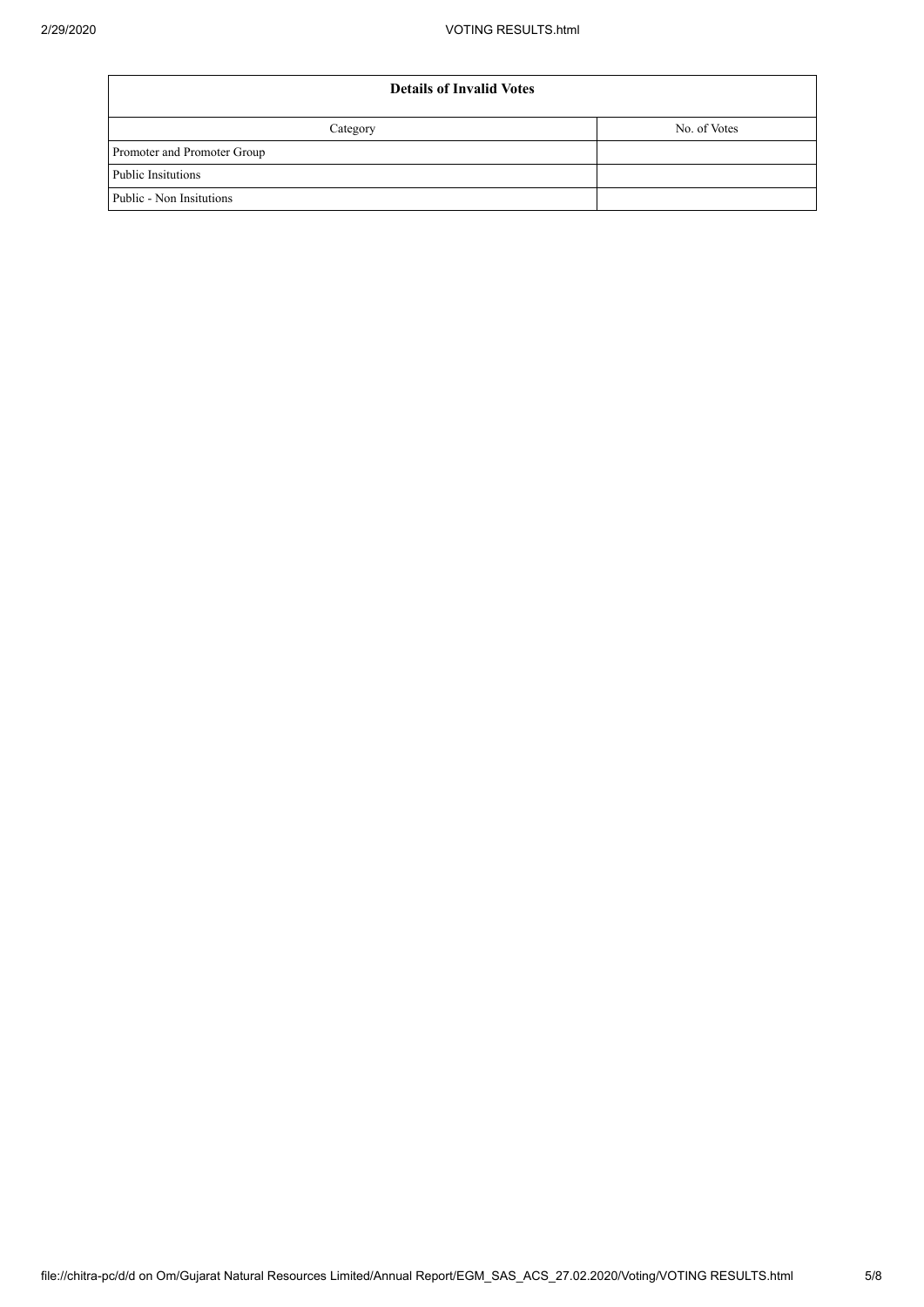| Details of Invalid Votes | |
|---|---|
| Category | No. of Votes |
| Promoter and Promoter Group | |
| Public Insitutions | |
| Public - Non Insitutions | |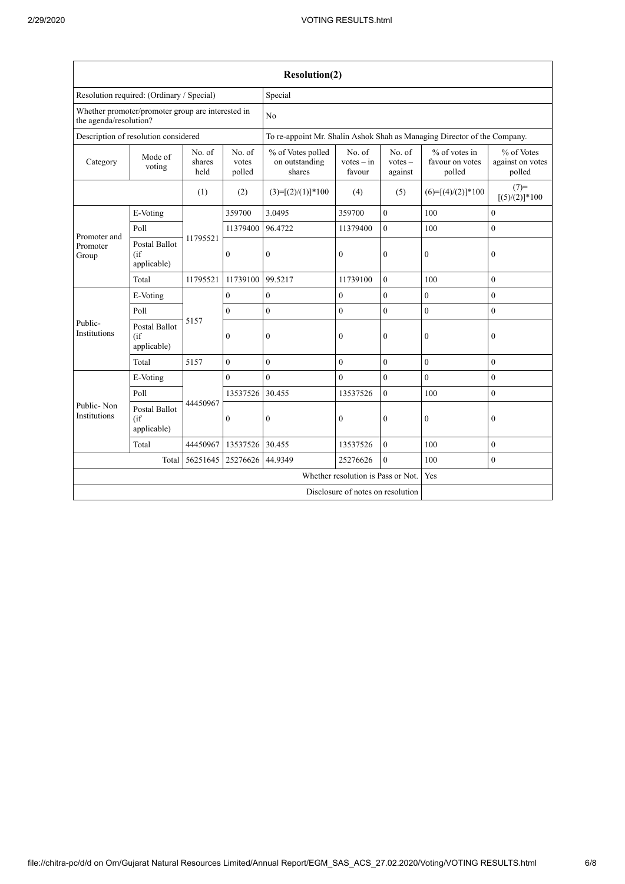| Resolution(2) | | | | | | | | |
|---|---|---|---|---|---|---|---|---|
| Resolution required: (Ordinary / Special) | | | | Special | | | | |
| Whether promoter/promoter group are interested in the agenda/resolution? | | | | No | | | | |
| Description of resolution considered | | | | To re-appoint Mr. Shalin Ashok Shah as Managing Director of the Company. | | | | |
| Category | Mode of voting | No. of shares held | No. of votes polled | % of Votes polled on outstanding shares | No. of votes – in favour | No. of votes – against | % of votes in favour on votes polled | % of Votes against on votes polled |
| | | (1) | (2) | (3)=[(2)/(1)]*100 | (4) | (5) | (6)=[(4)/(2)]*100 | (7)=[(5)/(2)]*100 |
| Promoter and Promoter Group | E-Voting | 11795521 | 359700 | 3.0495 | 359700 | 0 | 100 | 0 |
| | Poll | | 11379400 | 96.4722 | 11379400 | 0 | 100 | 0 |
| | Postal Ballot (if applicable) | | 0 | 0 | 0 | 0 | 0 | 0 |
| | Total | 11795521 | 11739100 | 99.5217 | 11739100 | 0 | 100 | 0 |
| Public-Institutions | E-Voting | 5157 | 0 | 0 | 0 | 0 | 0 | 0 |
| | Poll | | 0 | 0 | 0 | 0 | 0 | 0 |
| | Postal Ballot (if applicable) | | 0 | 0 | 0 | 0 | 0 | 0 |
| | Total | 5157 | 0 | 0 | 0 | 0 | 0 | 0 |
| Public- Non Institutions | E-Voting | 44450967 | 0 | 0 | 0 | 0 | 0 | 0 |
| | Poll | | 13537526 | 30.455 | 13537526 | 0 | 100 | 0 |
| | Postal Ballot (if applicable) | | 0 | 0 | 0 | 0 | 0 | 0 |
| | Total | 44450967 | 13537526 | 30.455 | 13537526 | 0 | 100 | 0 |
| | Total | 56251645 | 25276626 | 44.9349 | 25276626 | 0 | 100 | 0 |
| Whether resolution is Pass or Not. | | | | | | | Yes | |
| Disclosure of notes on resolution | | | | | | | | |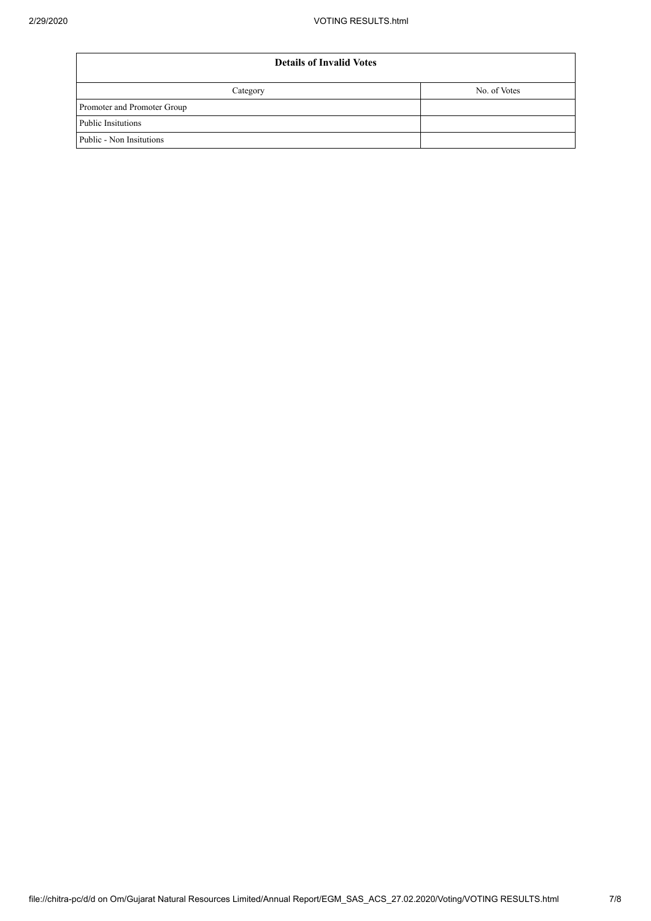| Details of Invalid Votes | |
| --- | --- |
| Category | No. of Votes |
| Promoter and Promoter Group | |
| Public Insitutions | |
| Public - Non Insitutions | |